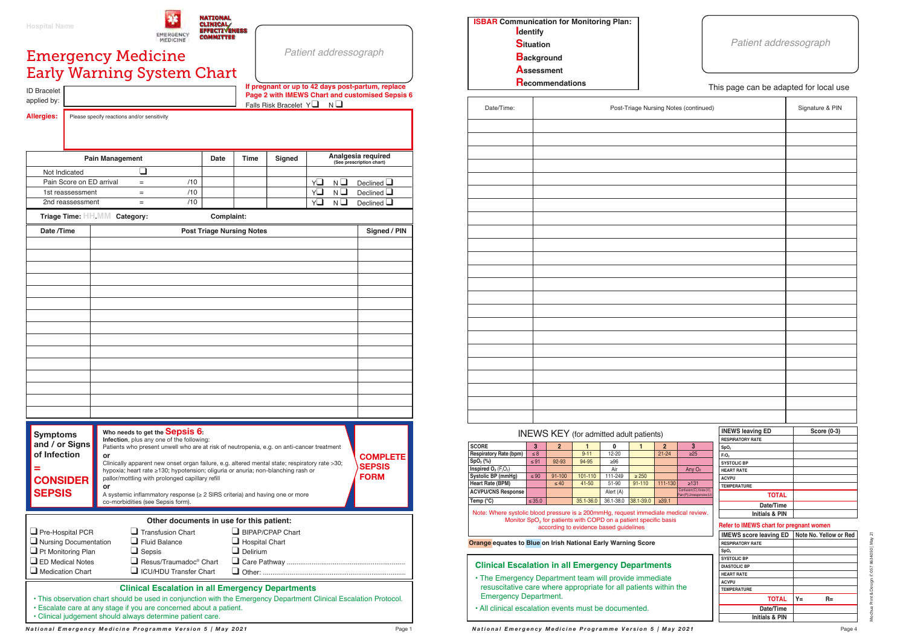Hospital Name

EMERGENCY MEDICINE

NATIONAL CLINICAL EFFECTIVENESS COMMITTEE

# Emergency Medicine Early Warning System Chart

*Patient addressograph*

ID Bracelet applied by:

**If pregnant or up to 42 days post-partum, replace Page 2 with IMEWS Chart and customised Sepsis 6**

Falls Risk Bracelet Y❑ N❑

**Allergies:** Please specify reactions and/or sensitivity

| Pain Management | | | Date | Time | Signed | Analgesia required (See prescription chart) |
|---|---|---|---|---|---|---|
| Not Indicated | ❑ | | | | | |
| Pain Score on ED arrival | = | /10 | | | | Y❑ N❑ Declined ❑ |
| 1st reassessment | = | /10 | | | | Y❑ N❑ Declined ❑ |
| 2nd reassessment | = | /10 | | | | Y❑ N❑ Declined ❑ |

**Triage Time:** HH.MM **Category:** **Complaint:**

| Date /Time | Post Triage Nursing Notes | Signed / PIN |
|---|---|---|
| | | |
| | | |
| | | |
| | | |
| | | |
| | | |
| | | |
| | | |
| | | |
| | | |
| | | |
| | | |
| | | |
| | | |
| | | |

**Symptoms and / or Signs of Infection = CONSIDER SEPSIS**

**Who needs to get the Sepsis 6:**

**Infection**, plus any one of the following:

Patients who present unwell who are at risk of neutropenia, e.g. on anti-cancer treatment

**or**

Clinically apparent new onset organ failure, e.g. altered mental state; respiratory rate >30; hypoxia; heart rate ≥130; hypotension; oliguria or anuria; non-blanching rash or pallor/mottling with prolonged capillary refill

**or**

A systemic inflammatory response (≥ 2 SIRS criteria) and having one or more co-morbidities (see Sepsis form).

**COMPLETE SEPSIS FORM**

### Other documents in use for this patient:

- ❑ Pre-Hospital PCR
- ❑ Nursing Documentation
- ❑ Pt Monitoring Plan
- ❑ ED Medical Notes
- ❑ Medication Chart
- ❑ Transfusion Chart
- ❑ Fluid Balance
- ❑ Sepsis
- ❑ Resus/Traumadoc® Chart
- ❑ ICU/HDU Transfer Chart
- ❑ BIPAP/CPAP Chart
- ❑ Hospital Chart
- ❑ Delirium
- ❑ Care Pathway ..............................
- ❑ Other: ..............................

### Clinical Escalation in all Emergency Departments

- This observation chart should be used in conjunction with the Emergency Department Clinical Escalation Protocol.
- Escalate care at any stage if you are concerned about a patient.
- Clinical judgement should always determine patient care.

National Emergency Medicine Programme Version 5 | May 2021

---

**ISBAR Communication for Monitoring Plan:**

- **I**dentify
- **S**ituation
- **B**ackground
- **A**ssessment
- **R**ecommendations

*Patient addressograph*

This page can be adapted for local use

| Date/Time: | Post-Triage Nursing Notes (continued) | Signature & PIN |
|---|---|---|
| | | |
| | | |
| | | |
| | | |
| | | |
| | | |
| | | |
| | | |
| | | |
| | | |
| | | |
| | | |
| | | |
| | | |
| | | |
| | | |
| | | |
| | | |
| | | |
| | | |
| | | |
| | | |
| | | |

### INEWS KEY (for admitted adult patients)

| SCORE | 3 | 2 | 1 | 0 | 1 | 2 | 3 |
|---|---|---|---|---|---|---|---|
| Respiratory Rate (bpm) | ≤8 | | 9-11 | 12-20 | | 21-24 | ≥25 |
| $SpO_2$ (%) | ≤91 | 92-93 | 94-95 | ≥96 | | | |
| Inspired $O_2$ ($F_iO_2$) | | | | Air | | | Any $O_2$ |
| Systolic BP (mmHg) | ≤90 | 91-100 | 101-110 | 111-249 | ≥250 | | |
| Heart Rate (BPM) | | ≤40 | 41-50 | 51-90 | 91-110 | 111-130 | ≥131 |
| ACVPU/CNS Response | | | | Alert (A) | | | Confusion (C) Voice (V) Pain (P) Unresponsive (U) |
| Temp (°C) | ≤35.0 | | 35.1-36.0 | 36.1-38.0 | 38.1-39.0 | ≥39.1 | |

Note: Where systolic blood pressure is ≥ 200mmHg, request immediate medical review. Monitor $SpO_2$ for patients with COPD on a patient specific basis according to evidence based guidelines

**Orange** equates to **Blue** on Irish National Early Warning Score

| INEWS leaving ED | Score (0-3) |
|---|---|
| RESPIRATORY RATE | |
| $SpO_2$ | |
| $F_iO_2$ | |
| SYSTOLIC BP | |
| HEART RATE | |
| ACVPU | |
| TEMPERATURE | |
| **TOTAL** | |
| Date/Time | |
| Initials & PIN | |

**Refer to IMEWS chart for pregnant women**

| IMEWS score leaving ED | Note No. Yellow or Red |
|---|---|
| RESPIRATORY RATE | |
| $SpO_2$ | |
| SYSTOLIC BP | |
| DIASTOLIC BP | |
| HEART RATE | |
| ACVPU | |
| TEMPERATURE | |
| **TOTAL** | Y= R= |
| Date/Time | |
| Initials & PIN | |

### Clinical Escalation in all Emergency Departments

- The Emergency Department team will provide immediate resuscitative care where appropriate for all patients within the Emergency Department.
- All clinical escalation events must be documented.

National Emergency Medicine Programme Version 5 | May 2021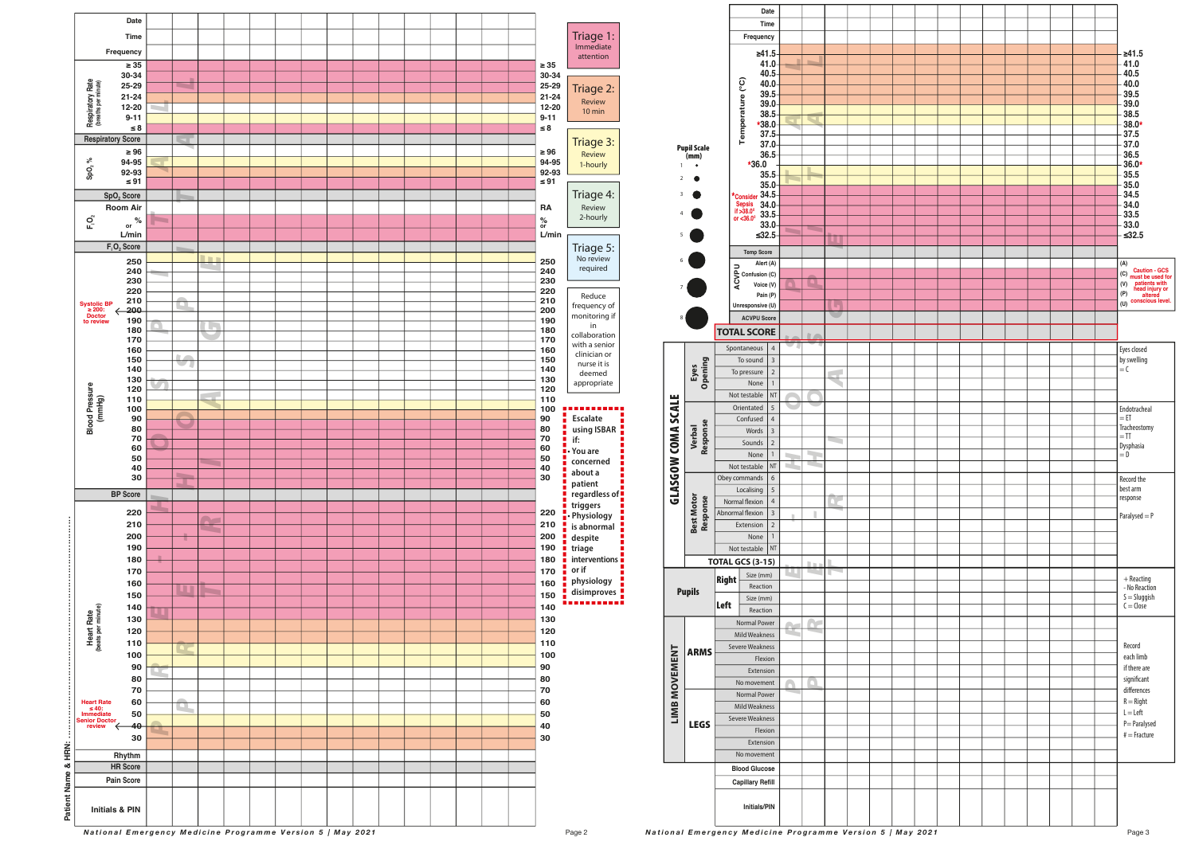| | |
|---|---|
| Date | |
| Time | |
| Frequency | |

**Respiratory Rate** (breaths per minute)

| | |
|---|---|
| ≥ 35 | ≥ 35 |
| 30-34 | 30-34 |
| 25-29 | 25-29 |
| 21-24 | 21-24 |
| 12-20 | 12-20 |
| 9-11 | 9-11 |
| ≤ 8 | ≤ 8 |
| Respiratory Score | |

**$SpO_2$ %**

| | |
|---|---|
| ≥ 96 | ≥ 96 |
| 94-95 | 94-95 |
| 92-93 | 92-93 |
| ≤ 91 | ≤ 91 |
| $SpO_2$ Score | |

**$F_iO_2$**

| | |
|---|---|
| Room Air | RA |
| % or L/min | % or L/min |
| $F_iO_2$ Score | |

**Blood Pressure** (mmHg)

250, 240, 230, 220, 210, 200, 190, 180, 170, 160, 150, 140, 130, 120, 110, 100, 90, 80, 70, 60, 50, 40, 30

Systolic BP ≥ 200: Doctor to review

BP Score

**Heart Rate** (beats per minute)

220, 210, 200, 190, 180, 170, 160, 150, 140, 130, 120, 110, 100, 90, 80, 70, 60, 50, 40, 30

Heart Rate ≤ 40: Immediate Senior Doctor review

| | |
|---|---|
| Rhythm | |
| HR Score | |
| Pain Score | |
| Initials & PIN | |

Patient Name & HRN:

PRE-HOSPITAL TRIAGE

**Triage 1:** Immediate attention

**Triage 2:** Review 10 min

**Triage 3:** Review 1-hourly

**Triage 4:** Review 2-hourly

**Triage 5:** No review required

Reduce frequency of monitoring if in collaboration with a senior clinician or nurse it is deemed appropriate

**Escalate using ISBAR if:**
- You are concerned about a patient regardless of triggers
- Physiology is abnormal despite triage interventions or if physiology disimproves

National Emergency Medicine Programme Version 5 | May 2021

---

| | |
|---|---|
| Date | |
| Time | |
| Frequency | |

**Temperature (°C)**

≥41.5, 41.0, 40.5, 40.0, 39.5, 39.0, 38.5, *38.0*, 37.5, 37.0, 36.5, *36.0*, 35.5, 35.0, 34.5, 34.0, 33.5, 33.0, ≤32.5

*Consider Sepsis if >38.0° or <36.0°

Temp Score

**Pupil Scale (mm)**: 1, 2, 3, 4, 5, 6, 7, 8

**ACVPU**

| | |
|---|---|
| Alert (A) | (A) |
| Confusion (C) | (C) |
| Voice (V) | (V) |
| Pain (P) | (P) |
| Unresponsive (U) | (U) |
| ACVPU Score | |
| **TOTAL SCORE** | |

Caution - GCS must be used for patients with head injury or altered conscious level.

**GLASGOW COMA SCALE**

| | | | | Notes |
|---|---|---|---|---|
| Eyes Opening | Spontaneous | 4 | | Eyes closed by swelling = C |
| | To sound | 3 | | |
| | To pressure | 2 | | |
| | None | 1 | | |
| | Not testable | NT | | |
| Verbal Response | Orientated | 5 | | Endotracheal = ET<br>Tracheostomy = TT<br>Dysphasia = D |
| | Confused | 4 | | |
| | Words | 3 | | |
| | Sounds | 2 | | |
| | None | 1 | | |
| | Not testable | NT | | |
| Best Motor Response | Obey commands | 6 | | Record the best arm response<br>Paralysed = P |
| | Localising | 5 | | |
| | Normal flexion | 4 | | |
| | Abnormal flexion | 3 | | |
| | Extension | 2 | | |
| | None | 1 | | |
| | Not testable | NT | | |
| TOTAL GCS (3-15) | | | | |

**Pupils**

| | | | Notes |
|---|---|---|---|
| Right | Size (mm) | | + Reacting<br>- No Reaction<br>S = Sluggish<br>C = Close |
| | Reaction | | |
| Left | Size (mm) | | |
| | Reaction | | |

**LIMB MOVEMENT**

| | | | Notes |
|---|---|---|---|
| ARMS | Normal Power | | Record each limb if there are significant differences<br>R = Right<br>L = Left<br>P = Paralysed<br># = Fracture |
| | Mild Weakness | | |
| | Severe Weakness | | |
| | Flexion | | |
| | Extension | | |
| | No movement | | |
| LEGS | Normal Power | | |
| | Mild Weakness | | |
| | Severe Weakness | | |
| | Flexion | | |
| | Extension | | |
| | No movement | | |

| | |
|---|---|
| Blood Glucose | |
| Capillary Refill | |
| Initials/PIN | |

National Emergency Medicine Programme Version 5 | May 2021